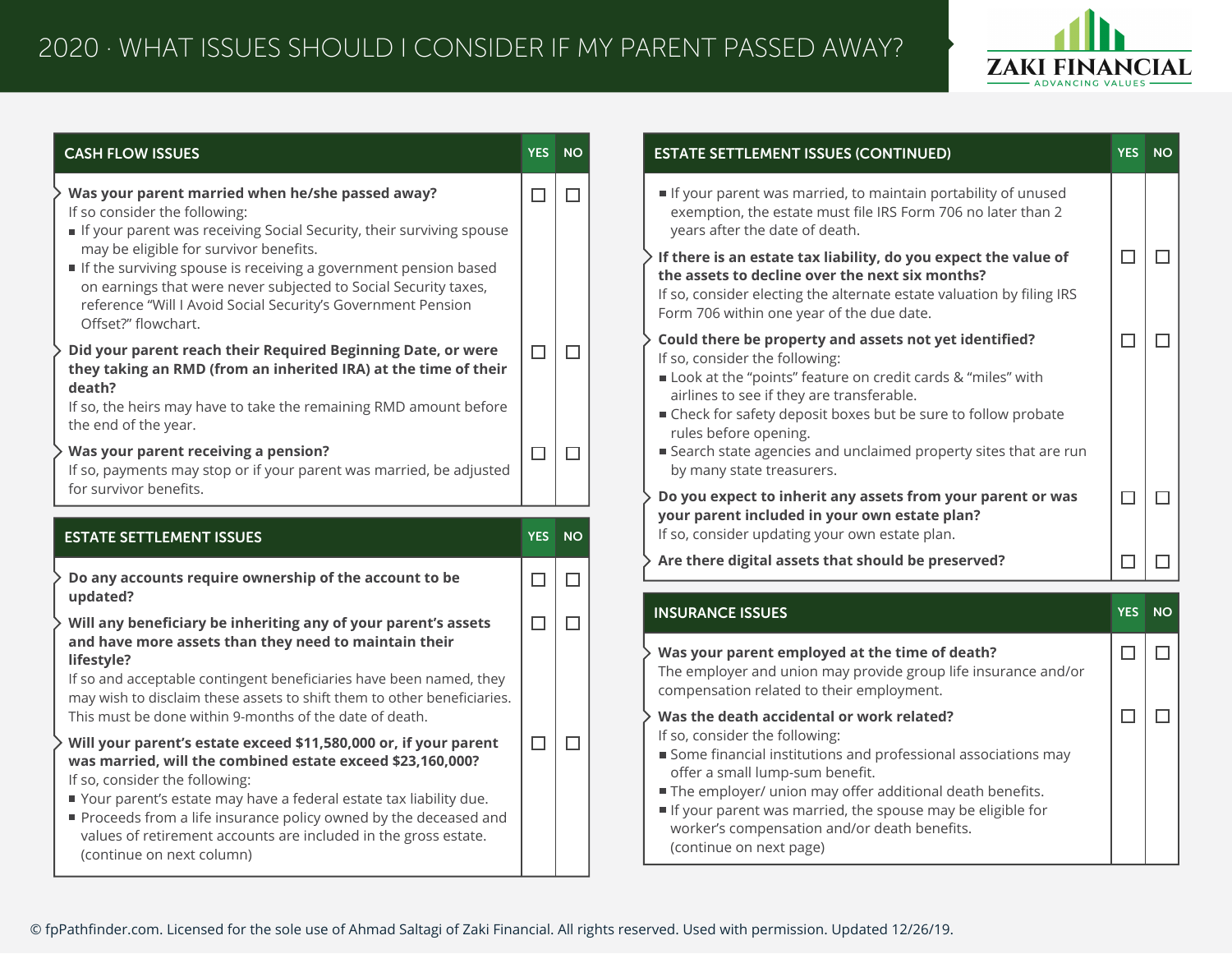# 2020 · WHAT ISSUES SHOULD I CONSIDER IF MY PARENT PASSED AWAY?

## CASH FLOW ISSUES

| CASH FLOW ISSUES | YES | NO |
|---|---|---|
| **Was your parent married when he/she passed away?**<br>If so consider the following:<br>■ If your parent was receiving Social Security, their surviving spouse may be eligible for survivor benefits.<br>■ If the surviving spouse is receiving a government pension based on earnings that were never subjected to Social Security taxes, reference "Will I Avoid Social Security's Government Pension Offset?" flowchart. | ☐ | ☐ |
| **Did your parent reach their Required Beginning Date, or were they taking an RMD (from an inherited IRA) at the time of their death?**<br>If so, the heirs may have to take the remaining RMD amount before the end of the year. | ☐ | ☐ |
| **Was your parent receiving a pension?**<br>If so, payments may stop or if your parent was married, be adjusted for survivor benefits. | ☐ | ☐ |

## ESTATE SETTLEMENT ISSUES

| ESTATE SETTLEMENT ISSUES | YES | NO |
|---|---|---|
| **Do any accounts require ownership of the account to be updated?** | ☐ | ☐ |
| **Will any beneficiary be inheriting any of your parent's assets and have more assets than they need to maintain their lifestyle?**<br>If so and acceptable contingent beneficiaries have been named, they may wish to disclaim these assets to shift them to other beneficiaries. This must be done within 9-months of the date of death. | ☐ | ☐ |
| **Will your parent's estate exceed \$11,580,000 or, if your parent was married, will the combined estate exceed \$23,160,000?**<br>If so, consider the following:<br>■ Your parent's estate may have a federal estate tax liability due.<br>■ Proceeds from a life insurance policy owned by the deceased and values of retirement accounts are included in the gross estate.<br>(continue on next column) | ☐ | ☐ |

## ESTATE SETTLEMENT ISSUES (CONTINUED)

| ESTATE SETTLEMENT ISSUES (CONTINUED) | YES | NO |
|---|---|---|
| ■ If your parent was married, to maintain portability of unused exemption, the estate must file IRS Form 706 no later than 2 years after the date of death. | | |
| **If there is an estate tax liability, do you expect the value of the assets to decline over the next six months?**<br>If so, consider electing the alternate estate valuation by filing IRS Form 706 within one year of the due date. | ☐ | ☐ |
| **Could there be property and assets not yet identified?**<br>If so, consider the following:<br>■ Look at the "points" feature on credit cards & "miles" with airlines to see if they are transferable.<br>■ Check for safety deposit boxes but be sure to follow probate rules before opening.<br>■ Search state agencies and unclaimed property sites that are run by many state treasurers. | ☐ | ☐ |
| **Do you expect to inherit any assets from your parent or was your parent included in your own estate plan?**<br>If so, consider updating your own estate plan. | ☐ | ☐ |
| **Are there digital assets that should be preserved?** | ☐ | ☐ |

## INSURANCE ISSUES

| INSURANCE ISSUES | YES | NO |
|---|---|---|
| **Was your parent employed at the time of death?**<br>The employer and union may provide group life insurance and/or compensation related to their employment. | ☐ | ☐ |
| **Was the death accidental or work related?**<br>If so, consider the following:<br>■ Some financial institutions and professional associations may offer a small lump-sum benefit.<br>■ The employer/ union may offer additional death benefits.<br>■ If your parent was married, the spouse may be eligible for worker's compensation and/or death benefits.<br>(continue on next page) | ☐ | ☐ |

© fpPathfinder.com. Licensed for the sole use of Ahmad Saltagi of Zaki Financial. All rights reserved. Used with permission. Updated 12/26/19.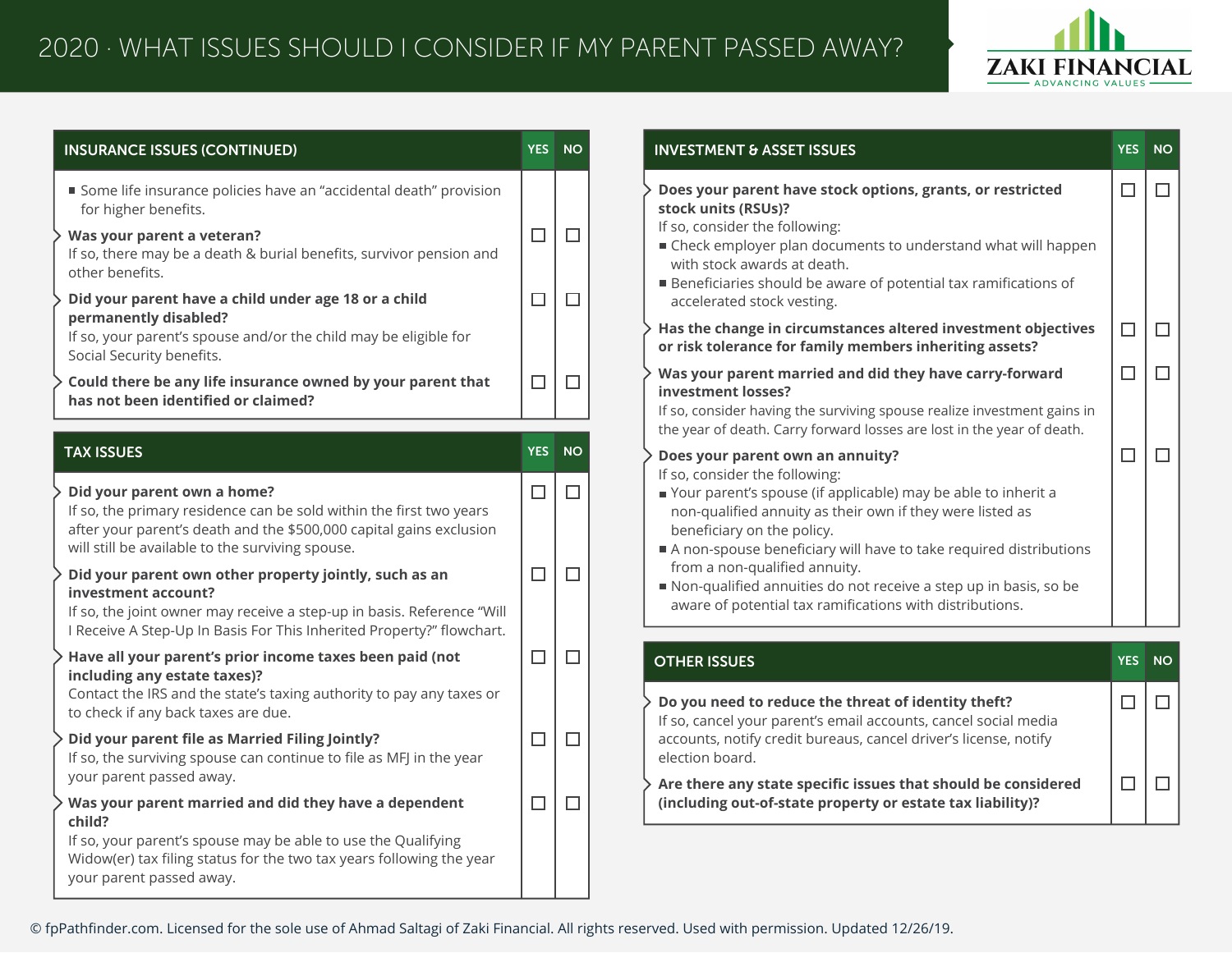# 2020 · WHAT ISSUES SHOULD I CONSIDER IF MY PARENT PASSED AWAY?

## INSURANCE ISSUES (CONTINUED)

| INSURANCE ISSUES (CONTINUED) | YES | NO |
|---|---|---|
| ■ Some life insurance policies have an "accidental death" provision for higher benefits. | | |
| **Was your parent a veteran?** If so, there may be a death & burial benefits, survivor pension and other benefits. | ☐ | ☐ |
| **Did your parent have a child under age 18 or a child permanently disabled?** If so, your parent's spouse and/or the child may be eligible for Social Security benefits. | ☐ | ☐ |
| **Could there be any life insurance owned by your parent that has not been identified or claimed?** | ☐ | ☐ |

## TAX ISSUES

| TAX ISSUES | YES | NO |
|---|---|---|
| **Did your parent own a home?** If so, the primary residence can be sold within the first two years after your parent's death and the $500,000 capital gains exclusion will still be available to the surviving spouse. | ☐ | ☐ |
| **Did your parent own other property jointly, such as an investment account?** If so, the joint owner may receive a step-up in basis. Reference "Will I Receive A Step-Up In Basis For This Inherited Property?" flowchart. | ☐ | ☐ |
| **Have all your parent's prior income taxes been paid (not including any estate taxes)?** Contact the IRS and the state's taxing authority to pay any taxes or to check if any back taxes are due. | ☐ | ☐ |
| **Did your parent file as Married Filing Jointly?** If so, the surviving spouse can continue to file as MFJ in the year your parent passed away. | ☐ | ☐ |
| **Was your parent married and did they have a dependent child?** If so, your parent's spouse may be able to use the Qualifying Widow(er) tax filing status for the two tax years following the year your parent passed away. | ☐ | ☐ |

## INVESTMENT & ASSET ISSUES

| INVESTMENT & ASSET ISSUES | YES | NO |
|---|---|---|
| **Does your parent have stock options, grants, or restricted stock units (RSUs)?** If so, consider the following:<br>■ Check employer plan documents to understand what will happen with stock awards at death.<br>■ Beneficiaries should be aware of potential tax ramifications of accelerated stock vesting. | ☐ | ☐ |
| **Has the change in circumstances altered investment objectives or risk tolerance for family members inheriting assets?** | ☐ | ☐ |
| **Was your parent married and did they have carry-forward investment losses?** If so, consider having the surviving spouse realize investment gains in the year of death. Carry forward losses are lost in the year of death. | ☐ | ☐ |
| **Does your parent own an annuity?** If so, consider the following:<br>■ Your parent's spouse (if applicable) may be able to inherit a non-qualified annuity as their own if they were listed as beneficiary on the policy.<br>■ A non-spouse beneficiary will have to take required distributions from a non-qualified annuity.<br>■ Non-qualified annuities do not receive a step up in basis, so be aware of potential tax ramifications with distributions. | ☐ | ☐ |

## OTHER ISSUES

| OTHER ISSUES | YES | NO |
|---|---|---|
| **Do you need to reduce the threat of identity theft?** If so, cancel your parent's email accounts, cancel social media accounts, notify credit bureaus, cancel driver's license, notify election board. | ☐ | ☐ |
| **Are there any state specific issues that should be considered (including out-of-state property or estate tax liability)?** | ☐ | ☐ |

© fpPathfinder.com. Licensed for the sole use of Ahmad Saltagi of Zaki Financial. All rights reserved. Used with permission. Updated 12/26/19.